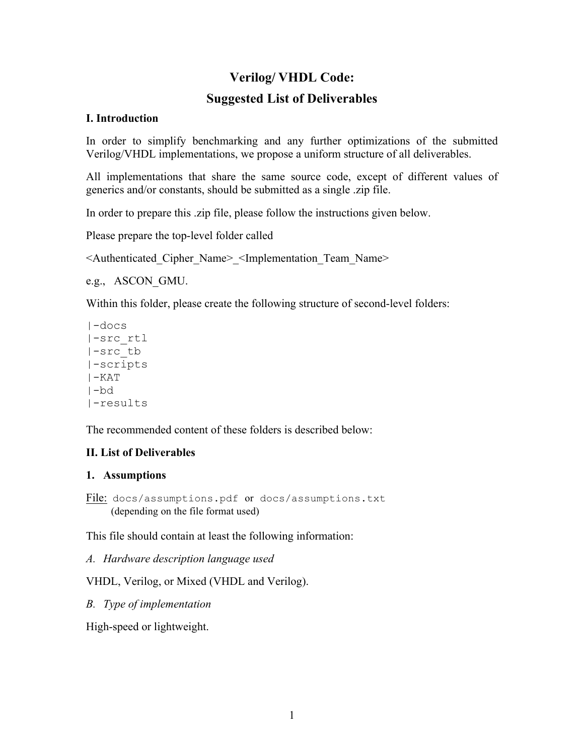# Verilog/ VHDL Code:

# Suggested List of Deliverables

## I. Introduction

In order to simplify benchmarking and any further optimizations of the submitted Verilog/VHDL implementations, we propose a uniform structure of all deliverables.

All implementations that share the same source code, except of different values of generics and/or constants, should be submitted as a single .zip file.

In order to prepare this .zip file, please follow the instructions given below.

Please prepare the top-level folder called

<Authenticated_Cipher_Name>_<Implementation_Team_Name>

e.g., ASCON_GMU.

Within this folder, please create the following structure of second-level folders:

```
|-docs
|-src_rtl
|-src_tb
|-scripts
|-KAT
|-bd
|-results
```

The recommended content of these folders is described below:

## II. List of Deliverables

### 1. Assumptions

File: `docs/assumptions.pdf` or `docs/assumptions.txt`
(depending on the file format used)

This file should contain at least the following information:

*A. Hardware description language used*

VHDL, Verilog, or Mixed (VHDL and Verilog).

*B. Type of implementation*

High-speed or lightweight.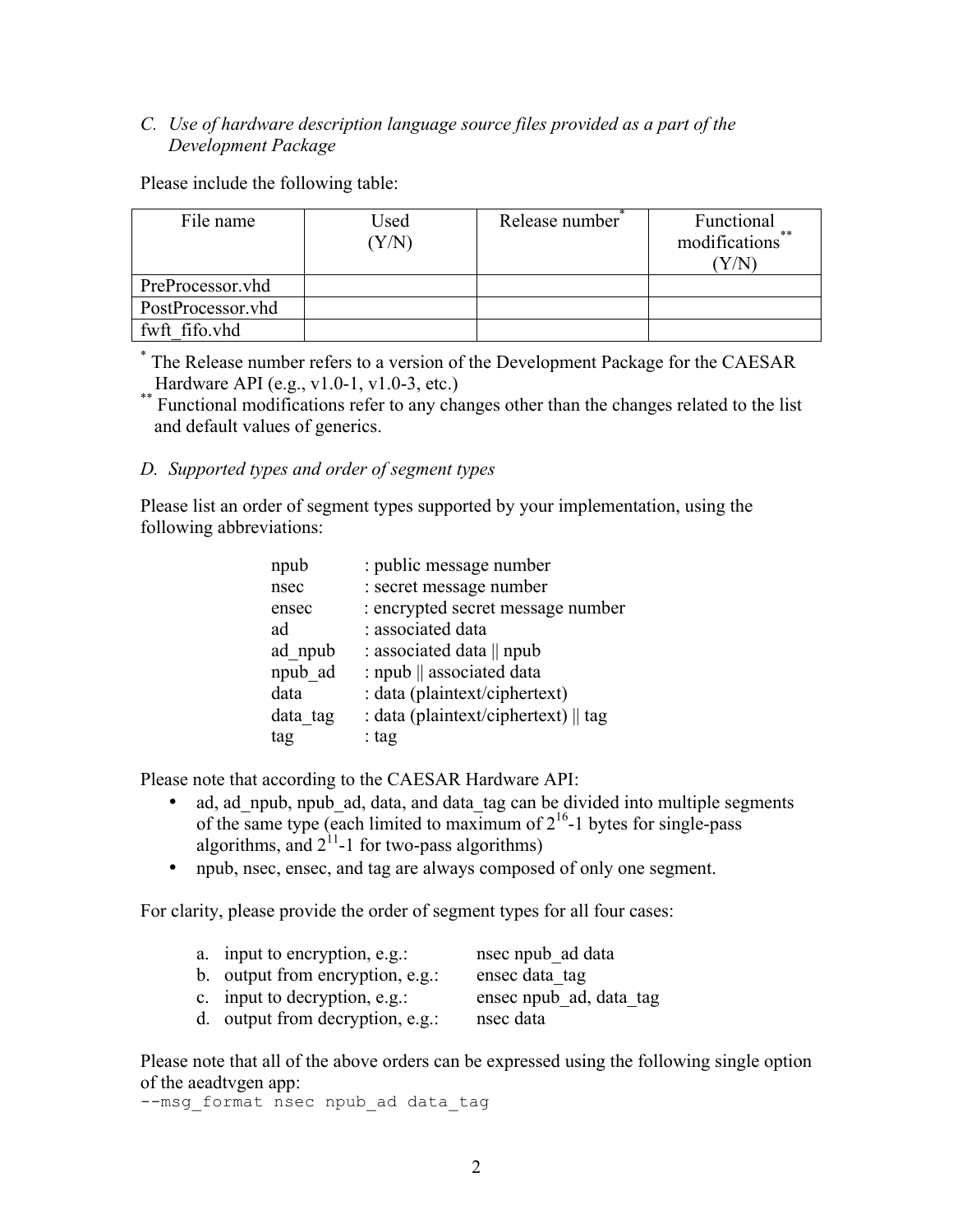*C. Use of hardware description language source files provided as a part of the Development Package*

Please include the following table:

| File name | Used (Y/N) | Release number* | Functional modifications** (Y/N) |
|---|---|---|---|
| PreProcessor.vhd | | | |
| PostProcessor.vhd | | | |
| fwft_fifo.vhd | | | |

\* The Release number refers to a version of the Development Package for the CAESAR Hardware API (e.g., v1.0-1, v1.0-3, etc.)

\*\* Functional modifications refer to any changes other than the changes related to the list and default values of generics.

*D. Supported types and order of segment types*

Please list an order of segment types supported by your implementation, using the following abbreviations:

| | |
|---|---|
| npub | : public message number |
| nsec | : secret message number |
| ensec | : encrypted secret message number |
| ad | : associated data |
| ad_npub | : associated data \|\| npub |
| npub_ad | : npub \|\| associated data |
| data | : data (plaintext/ciphertext) |
| data_tag | : data (plaintext/ciphertext) \|\| tag |
| tag | : tag |

Please note that according to the CAESAR Hardware API:

- ad, ad_npub, npub_ad, data, and data_tag can be divided into multiple segments of the same type (each limited to maximum of $2^{16}$-1 bytes for single-pass algorithms, and $2^{11}$-1 for two-pass algorithms)
- npub, nsec, ensec, and tag are always composed of only one segment.

For clarity, please provide the order of segment types for all four cases:

a. input to encryption, e.g.: nsec npub_ad data
b. output from encryption, e.g.: ensec data_tag
c. input to decryption, e.g.: ensec npub_ad, data_tag
d. output from decryption, e.g.: nsec data

Please note that all of the above orders can be expressed using the following single option of the aeadtvgen app:

```
--msg_format nsec npub_ad data_tag
```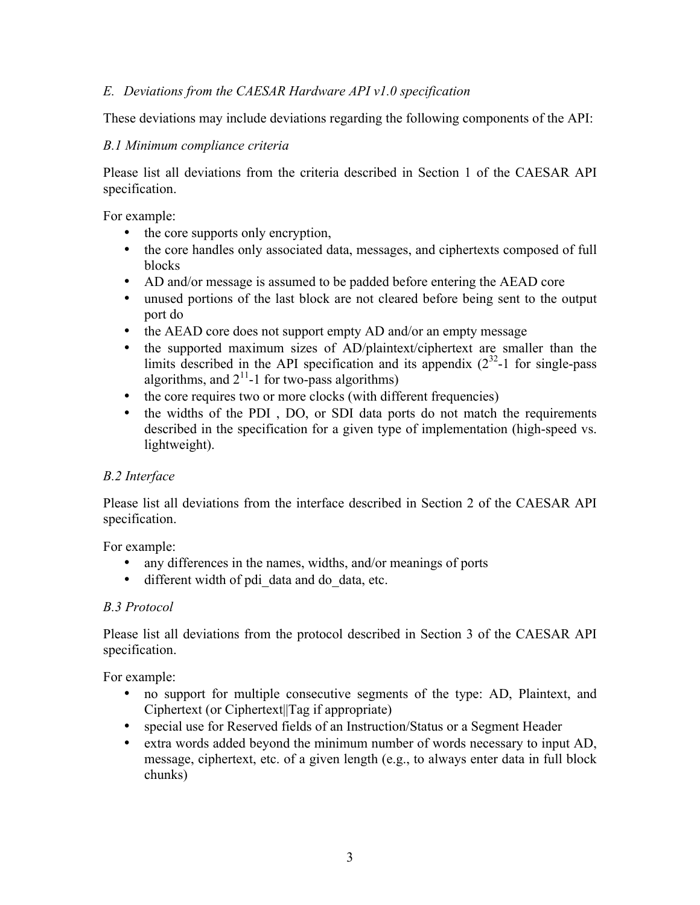### *E. Deviations from the CAESAR Hardware API v1.0 specification*

These deviations may include deviations regarding the following components of the API:

#### *B.1 Minimum compliance criteria*

Please list all deviations from the criteria described in Section 1 of the CAESAR API specification.

For example:

- the core supports only encryption,
- the core handles only associated data, messages, and ciphertexts composed of full blocks
- AD and/or message is assumed to be padded before entering the AEAD core
- unused portions of the last block are not cleared before being sent to the output port do
- the AEAD core does not support empty AD and/or an empty message
- the supported maximum sizes of AD/plaintext/ciphertext are smaller than the limits described in the API specification and its appendix ($2^{32}$-1 for single-pass algorithms, and $2^{11}$-1 for two-pass algorithms)
- the core requires two or more clocks (with different frequencies)
- the widths of the PDI , DO, or SDI data ports do not match the requirements described in the specification for a given type of implementation (high-speed vs. lightweight).

#### *B.2 Interface*

Please list all deviations from the interface described in Section 2 of the CAESAR API specification.

For example:

- any differences in the names, widths, and/or meanings of ports
- different width of pdi_data and do_data, etc.

#### *B.3 Protocol*

Please list all deviations from the protocol described in Section 3 of the CAESAR API specification.

For example:

- no support for multiple consecutive segments of the type: AD, Plaintext, and Ciphertext (or Ciphertext||Tag if appropriate)
- special use for Reserved fields of an Instruction/Status or a Segment Header
- extra words added beyond the minimum number of words necessary to input AD, message, ciphertext, etc. of a given length (e.g., to always enter data in full block chunks)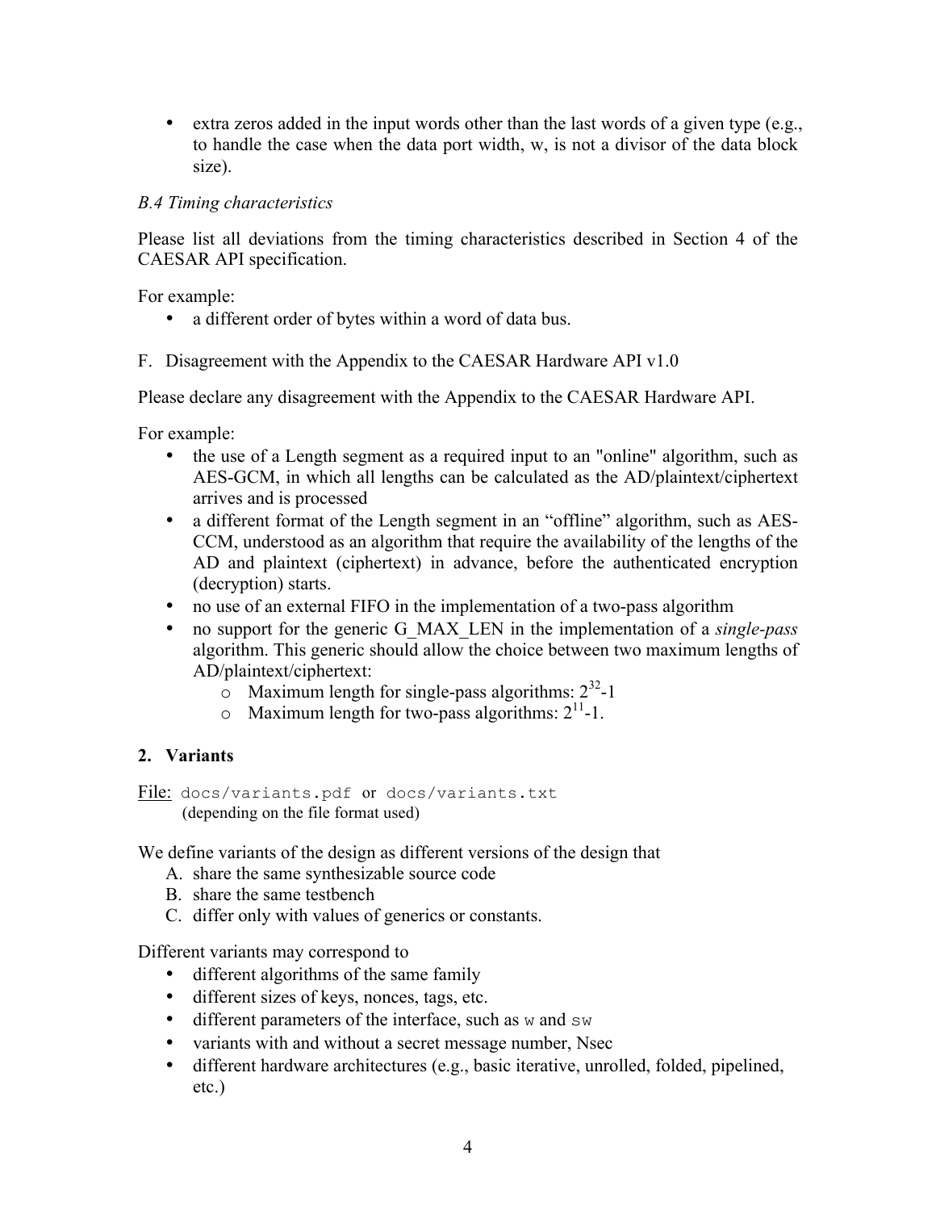- extra zeros added in the input words other than the last words of a given type (e.g., to handle the case when the data port width, w, is not a divisor of the data block size).

*B.4 Timing characteristics*

Please list all deviations from the timing characteristics described in Section 4 of the CAESAR API specification.

For example:

- a different order of bytes within a word of data bus.

F. Disagreement with the Appendix to the CAESAR Hardware API v1.0

Please declare any disagreement with the Appendix to the CAESAR Hardware API.

For example:

- the use of a Length segment as a required input to an "online" algorithm, such as AES-GCM, in which all lengths can be calculated as the AD/plaintext/ciphertext arrives and is processed
- a different format of the Length segment in an “offline” algorithm, such as AES-CCM, understood as an algorithm that require the availability of the lengths of the AD and plaintext (ciphertext) in advance, before the authenticated encryption (decryption) starts.
- no use of an external FIFO in the implementation of a two-pass algorithm
- no support for the generic G_MAX_LEN in the implementation of a *single-pass* algorithm. This generic should allow the choice between two maximum lengths of AD/plaintext/ciphertext:
  - Maximum length for single-pass algorithms: $2^{32}$-1
  - Maximum length for two-pass algorithms: $2^{11}$-1.

## 2. Variants

File: `docs/variants.pdf` or `docs/variants.txt`
(depending on the file format used)

We define variants of the design as different versions of the design that

A. share the same synthesizable source code
B. share the same testbench
C. differ only with values of generics or constants.

Different variants may correspond to

- different algorithms of the same family
- different sizes of keys, nonces, tags, etc.
- different parameters of the interface, such as `w` and `sw`
- variants with and without a secret message number, Nsec
- different hardware architectures (e.g., basic iterative, unrolled, folded, pipelined, etc.)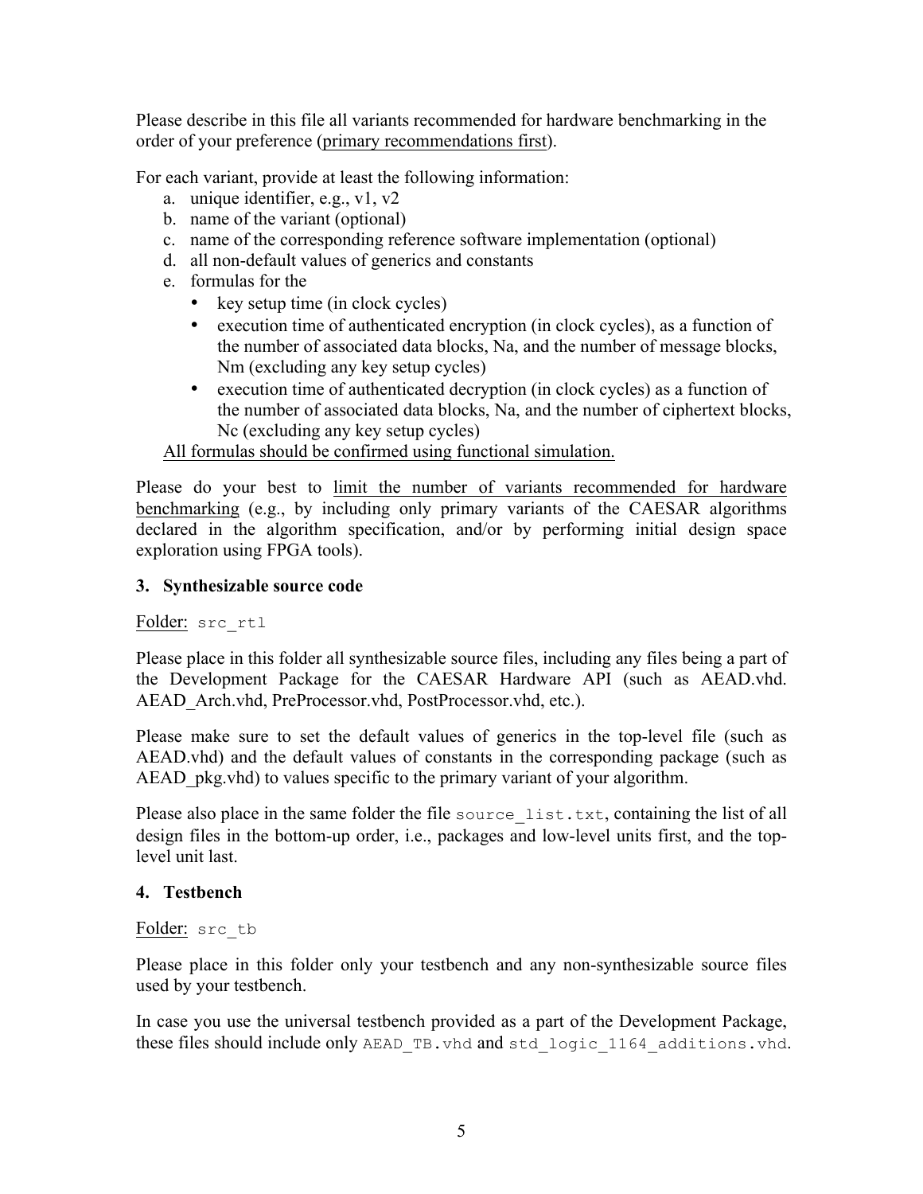Please describe in this file all variants recommended for hardware benchmarking in the order of your preference (<u>primary recommendations first</u>).

For each variant, provide at least the following information:

a. unique identifier, e.g., v1, v2
b. name of the variant (optional)
c. name of the corresponding reference software implementation (optional)
d. all non-default values of generics and constants
e. formulas for the
   - key setup time (in clock cycles)
   - execution time of authenticated encryption (in clock cycles), as a function of the number of associated data blocks, Na, and the number of message blocks, Nm (excluding any key setup cycles)
   - execution time of authenticated decryption (in clock cycles) as a function of the number of associated data blocks, Na, and the number of ciphertext blocks, Nc (excluding any key setup cycles)

<u>All formulas should be confirmed using functional simulation.</u>

Please do your best to <u>limit the number of variants recommended for hardware benchmarking</u> (e.g., by including only primary variants of the CAESAR algorithms declared in the algorithm specification, and/or by performing initial design space exploration using FPGA tools).

### 3. Synthesizable source code

<u>Folder:</u> `src_rtl`

Please place in this folder all synthesizable source files, including any files being a part of the Development Package for the CAESAR Hardware API (such as AEAD.vhd. AEAD_Arch.vhd, PreProcessor.vhd, PostProcessor.vhd, etc.).

Please make sure to set the default values of generics in the top-level file (such as AEAD.vhd) and the default values of constants in the corresponding package (such as AEAD_pkg.vhd) to values specific to the primary variant of your algorithm.

Please also place in the same folder the file `source_list.txt`, containing the list of all design files in the bottom-up order, i.e., packages and low-level units first, and the top-level unit last.

### 4. Testbench

<u>Folder:</u> `src_tb`

Please place in this folder only your testbench and any non-synthesizable source files used by your testbench.

In case you use the universal testbench provided as a part of the Development Package, these files should include only `AEAD_TB.vhd` and `std_logic_1164_additions.vhd`.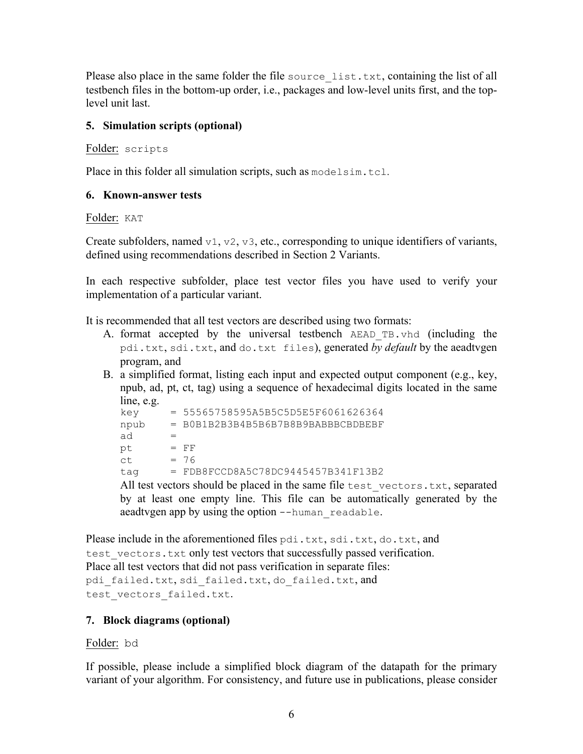Please also place in the same folder the file `source_list.txt`, containing the list of all testbench files in the bottom-up order, i.e., packages and low-level units first, and the top-level unit last.

### 5. Simulation scripts (optional)

Folder: `scripts`

Place in this folder all simulation scripts, such as `modelsim.tcl`.

### 6. Known-answer tests

Folder: `KAT`

Create subfolders, named `v1`, `v2`, `v3`, etc., corresponding to unique identifiers of variants, defined using recommendations described in Section 2 Variants.

In each respective subfolder, place test vector files you have used to verify your implementation of a particular variant.

It is recommended that all test vectors are described using two formats:

A. format accepted by the universal testbench `AEAD_TB.vhd` (including the `pdi.txt`, `sdi.txt`, and `do.txt files`), generated *by default* by the aeadtvgen program, and
B. a simplified format, listing each input and expected output component (e.g., key, npub, ad, pt, ct, tag) using a sequence of hexadecimal digits located in the same line, e.g.

```
key     = 55565758595A5B5C5D5E5F6061626364
npub    = B0B1B2B3B4B5B6B7B8B9BABBBCBDBEBF
ad      =
pt      = FF
ct      = 76
tag     = FDB8FCCD8A5C78DC9445457B341F13B2
```

All test vectors should be placed in the same file `test_vectors.txt`, separated by at least one empty line. This file can be automatically generated by the aeadtvgen app by using the option `--human_readable`.

Please include in the aforementioned files `pdi.txt`, `sdi.txt`, `do.txt`, and `test_vectors.txt` only test vectors that successfully passed verification.
Place all test vectors that did not pass verification in separate files:
`pdi_failed.txt`, `sdi_failed.txt`, `do_failed.txt`, and `test_vectors_failed.txt`.

### 7. Block diagrams (optional)

Folder: `bd`

If possible, please include a simplified block diagram of the datapath for the primary variant of your algorithm. For consistency, and future use in publications, please consider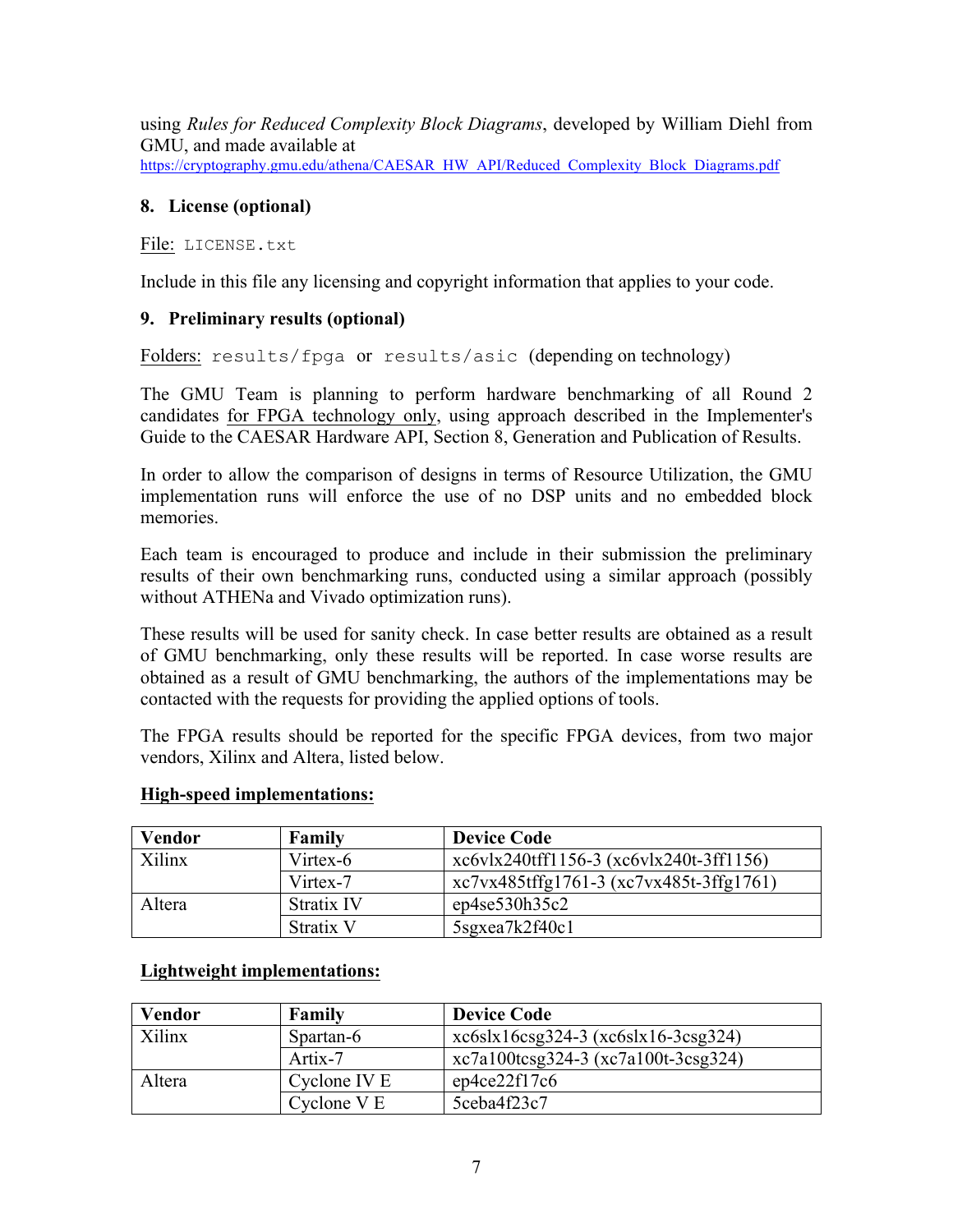using *Rules for Reduced Complexity Block Diagrams*, developed by William Diehl from GMU, and made available at https://cryptography.gmu.edu/athena/CAESAR_HW_API/Reduced_Complexity_Block_Diagrams.pdf

## 8. License (optional)

File: `LICENSE.txt`

Include in this file any licensing and copyright information that applies to your code.

## 9. Preliminary results (optional)

Folders: `results/fpga` or `results/asic` (depending on technology)

The GMU Team is planning to perform hardware benchmarking of all Round 2 candidates for FPGA technology only, using approach described in the Implementer's Guide to the CAESAR Hardware API, Section 8, Generation and Publication of Results.

In order to allow the comparison of designs in terms of Resource Utilization, the GMU implementation runs will enforce the use of no DSP units and no embedded block memories.

Each team is encouraged to produce and include in their submission the preliminary results of their own benchmarking runs, conducted using a similar approach (possibly without ATHENa and Vivado optimization runs).

These results will be used for sanity check. In case better results are obtained as a result of GMU benchmarking, only these results will be reported. In case worse results are obtained as a result of GMU benchmarking, the authors of the implementations may be contacted with the requests for providing the applied options of tools.

The FPGA results should be reported for the specific FPGA devices, from two major vendors, Xilinx and Altera, listed below.

**High-speed implementations:**

| Vendor | Family | Device Code |
|---|---|---|
| Xilinx | Virtex-6 | xc6vlx240tff1156-3 (xc6vlx240t-3ff1156) |
| | Virtex-7 | xc7vx485tffg1761-3 (xc7vx485t-3ffg1761) |
| Altera | Stratix IV | ep4se530h35c2 |
| | Stratix V | 5sgxea7k2f40c1 |

**Lightweight implementations:**

| Vendor | Family | Device Code |
|---|---|---|
| Xilinx | Spartan-6 | xc6slx16csg324-3 (xc6slx16-3csg324) |
| | Artix-7 | xc7a100tcsg324-3 (xc7a100t-3csg324) |
| Altera | Cyclone IV E | ep4ce22f17c6 |
| | Cyclone V E | 5ceba4f23c7 |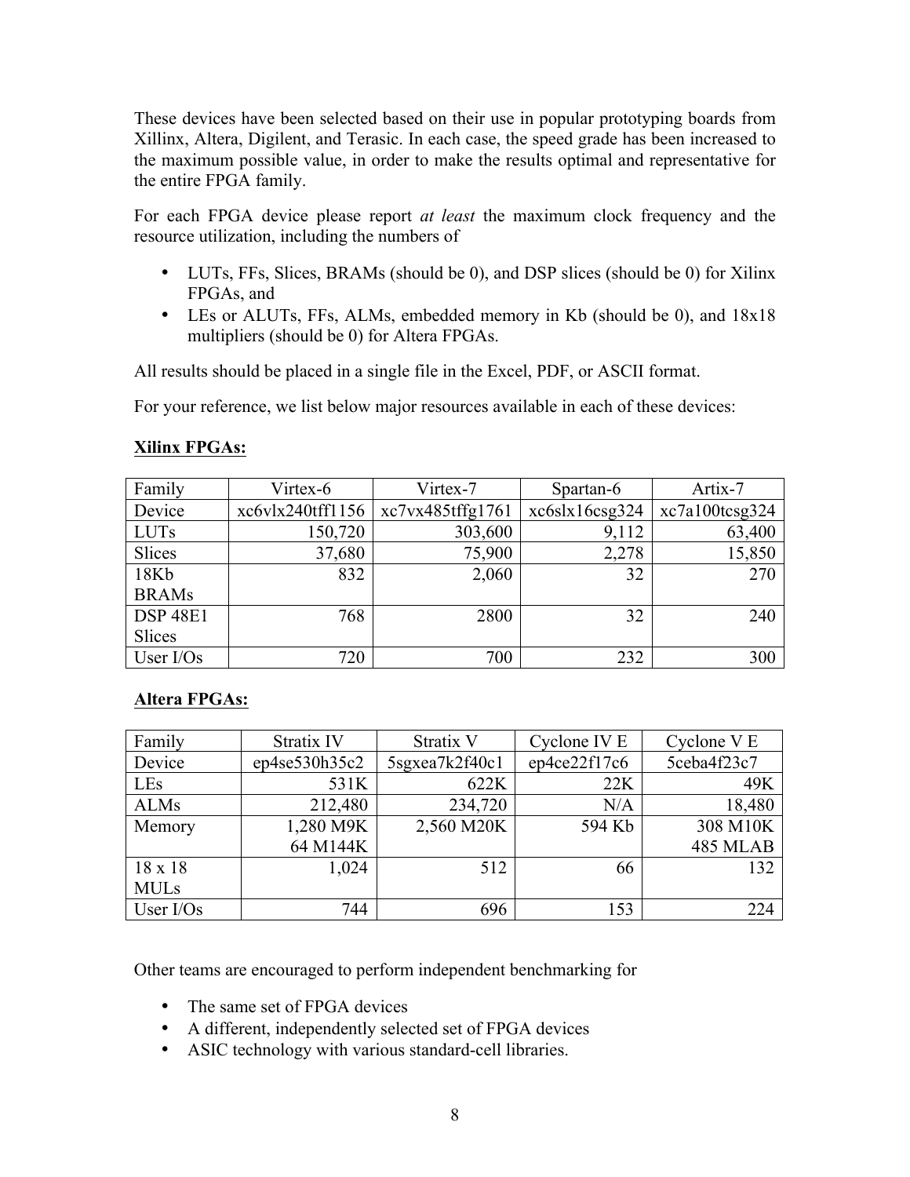These devices have been selected based on their use in popular prototyping boards from Xillinx, Altera, Digilent, and Terasic. In each case, the speed grade has been increased to the maximum possible value, in order to make the results optimal and representative for the entire FPGA family.

For each FPGA device please report *at least* the maximum clock frequency and the resource utilization, including the numbers of

- LUTs, FFs, Slices, BRAMs (should be 0), and DSP slices (should be 0) for Xilinx FPGAs, and
- LEs or ALUTs, FFs, ALMs, embedded memory in Kb (should be 0), and 18x18 multipliers (should be 0) for Altera FPGAs.

All results should be placed in a single file in the Excel, PDF, or ASCII format.

For your reference, we list below major resources available in each of these devices:

**Xilinx FPGAs:**

| Family | Virtex-6 | Virtex-7 | Spartan-6 | Artix-7 |
|---|---|---|---|---|
| Device | xc6vlx240tff1156 | xc7vx485tffg1761 | xc6slx16csg324 | xc7a100tcsg324 |
| LUTs | 150,720 | 303,600 | 9,112 | 63,400 |
| Slices | 37,680 | 75,900 | 2,278 | 15,850 |
| 18Kb BRAMs | 832 | 2,060 | 32 | 270 |
| DSP 48E1 Slices | 768 | 2800 | 32 | 240 |
| User I/Os | 720 | 700 | 232 | 300 |

**Altera FPGAs:**

| Family | Stratix IV | Stratix V | Cyclone IV E | Cyclone V E |
|---|---|---|---|---|
| Device | ep4se530h35c2 | 5sgxea7k2f40c1 | ep4ce22f17c6 | 5ceba4f23c7 |
| LEs | 531K | 622K | 22K | 49K |
| ALMs | 212,480 | 234,720 | N/A | 18,480 |
| Memory | 1,280 M9K<br>64 M144K | 2,560 M20K | 594 Kb | 308 M10K<br>485 MLAB |
| 18 x 18 MULs | 1,024 | 512 | 66 | 132 |
| User I/Os | 744 | 696 | 153 | 224 |

Other teams are encouraged to perform independent benchmarking for

- The same set of FPGA devices
- A different, independently selected set of FPGA devices
- ASIC technology with various standard-cell libraries.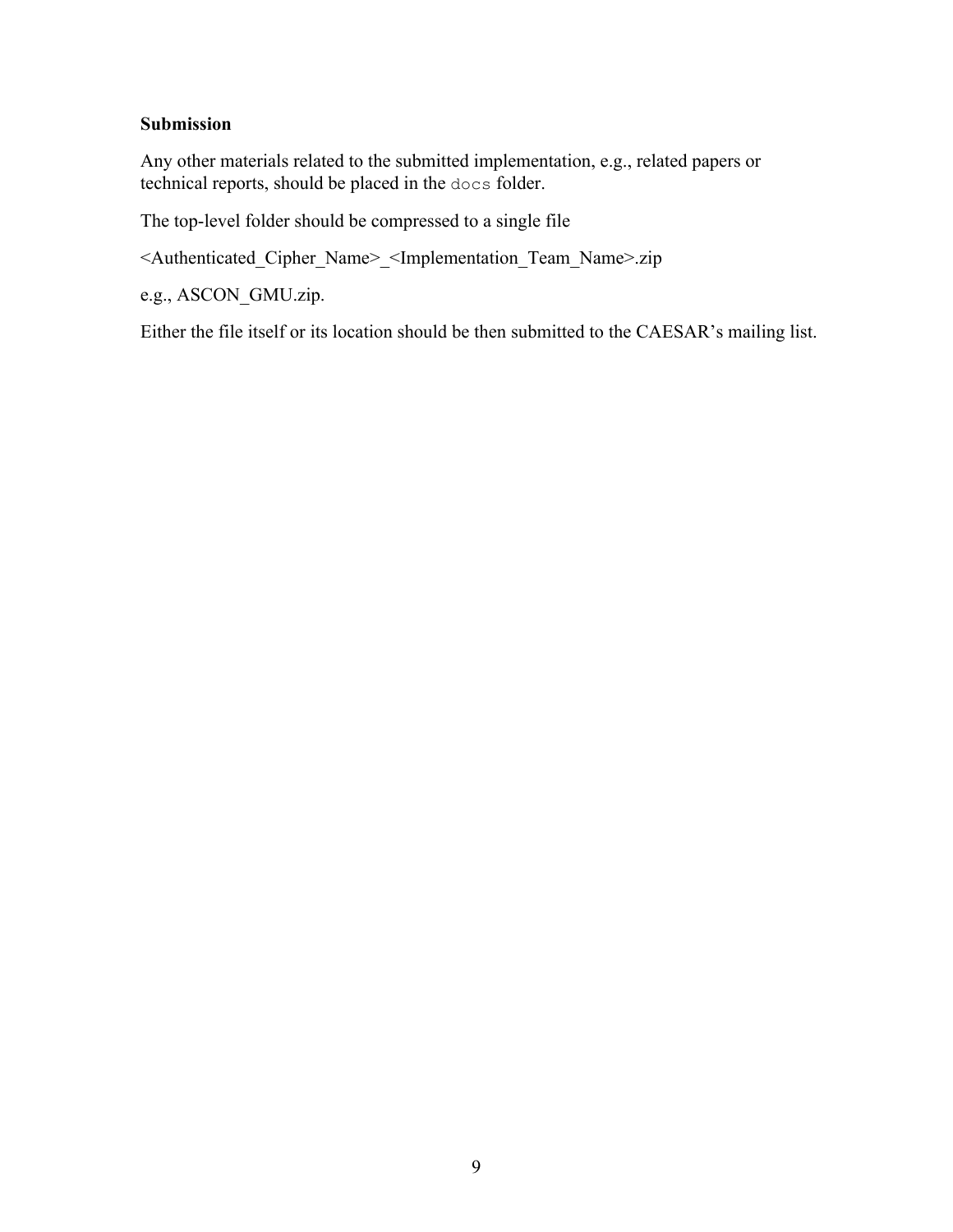**Submission**

Any other materials related to the submitted implementation, e.g., related papers or technical reports, should be placed in the `docs` folder.

The top-level folder should be compressed to a single file

<Authenticated_Cipher_Name>_<Implementation_Team_Name>.zip

e.g., ASCON_GMU.zip.

Either the file itself or its location should be then submitted to the CAESAR's mailing list.